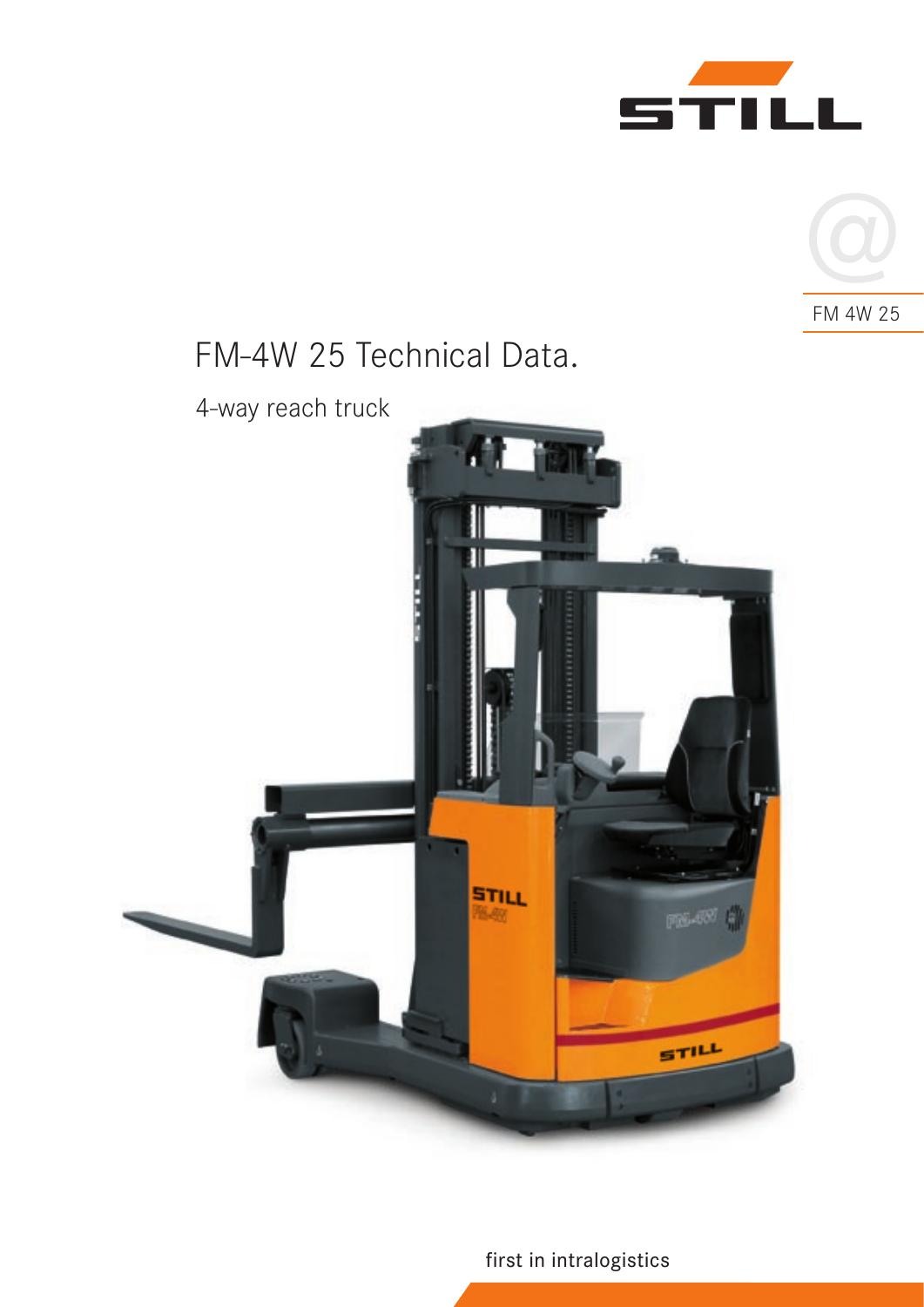STILL

FM 4W 25

# FM-4W 25 Technical Data.

4-way reach truck

first in intralogistics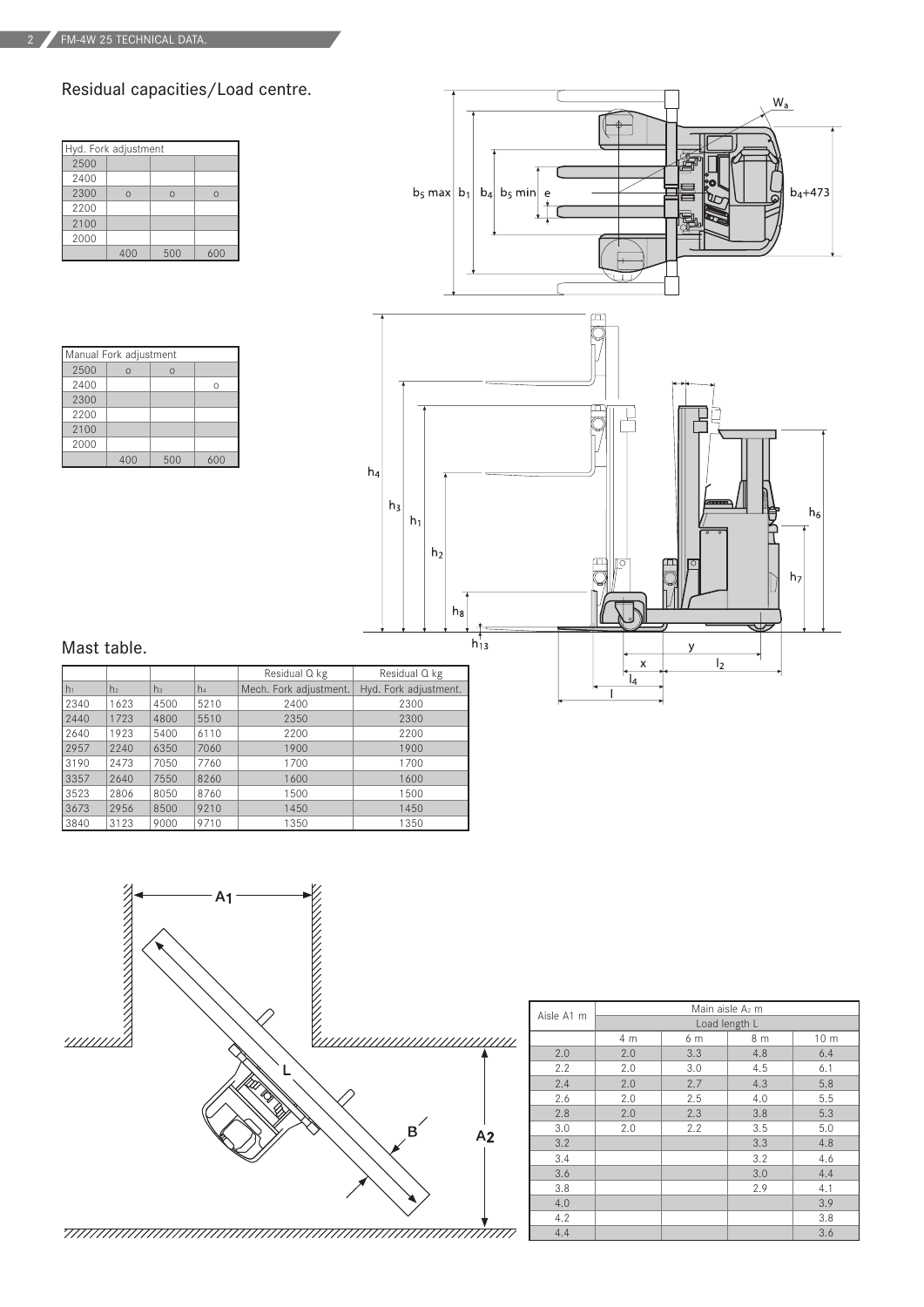## Residual capacities/Load centre.

| Hyd. Fork adjustment | | | |
|---|---|---|---|
| 2500 | | | |
| 2400 | | | |
| 2300 | o | o | o |
| 2200 | | | |
| 2100 | | | |
| 2000 | | | |
| | 400 | 500 | 600 |

| Manual Fork adjustment | | | |
|---|---|---|---|
| 2500 | o | o | |
| 2400 | | | o |
| 2300 | | | |
| 2200 | | | |
| 2100 | | | |
| 2000 | | | |
| | 400 | 500 | 600 |

## Mast table.

| $h_1$ | $h_2$ | $h_3$ | $h_4$ | Residual Q kg Mech. Fork adjustment. | Residual Q kg Hyd. Fork adjustment. |
|---|---|---|---|---|---|
| 2340 | 1623 | 4500 | 5210 | 2400 | 2300 |
| 2440 | 1723 | 4800 | 5510 | 2350 | 2300 |
| 2640 | 1923 | 5400 | 6110 | 2200 | 2200 |
| 2957 | 2240 | 6350 | 7060 | 1900 | 1900 |
| 3190 | 2473 | 7050 | 7760 | 1700 | 1700 |
| 3357 | 2640 | 7550 | 8260 | 1600 | 1600 |
| 3523 | 2806 | 8050 | 8760 | 1500 | 1500 |
| 3673 | 2956 | 8500 | 9210 | 1450 | 1450 |
| 3840 | 3123 | 9000 | 9710 | 1350 | 1350 |

| Aisle A1 m | Main aisle $A_2$ m Load length L | | | |
|---|---|---|---|---|
| | 4 m | 6 m | 8 m | 10 m |
| 2.0 | 2.0 | 3.3 | 4.8 | 6.4 |
| 2.2 | 2.0 | 3.0 | 4.5 | 6.1 |
| 2.4 | 2.0 | 2.7 | 4.3 | 5.8 |
| 2.6 | 2.0 | 2.5 | 4.0 | 5.5 |
| 2.8 | 2.0 | 2.3 | 3.8 | 5.3 |
| 3.0 | 2.0 | 2.2 | 3.5 | 5.0 |
| 3.2 | | | 3.3 | 4.8 |
| 3.4 | | | 3.2 | 4.6 |
| 3.6 | | | 3.0 | 4.4 |
| 3.8 | | | 2.9 | 4.1 |
| 4.0 | | | | 3.9 |
| 4.2 | | | | 3.8 |
| 4.4 | | | | 3.6 |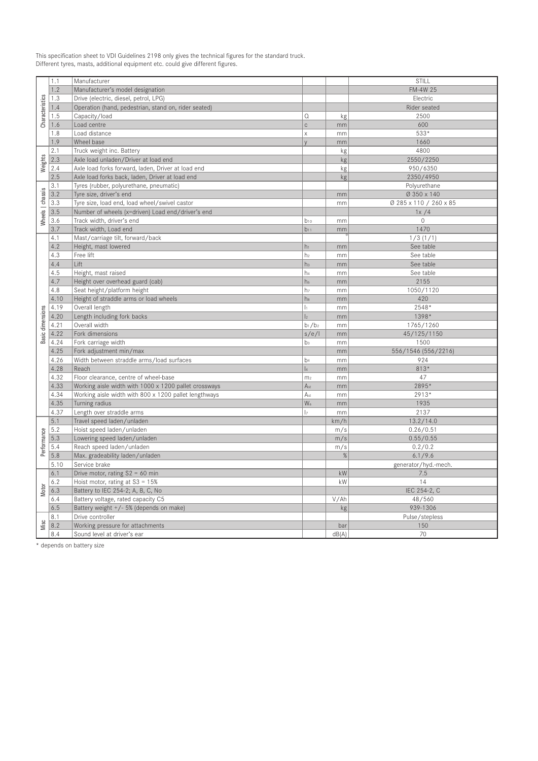This specification sheet to VDI Guidelines 2198 only gives the technical figures for the standard truck.
Different tyres, masts, additional equipment etc. could give different figures.

| | | | | | |
|---|---|---|---|---|---|
| Characteristics | 1.1 | Manufacturer | | | STILL |
| | 1.2 | Manufacturer's model designation | | | FM-4W 25 |
| | 1.3 | Drive (electric, diesel, petrol, LPG) | | | Electric |
| | 1.4 | Operation (hand, pedestrian, stand on, rider seated) | | | Rider seated |
| | 1.5 | Capacity/load | Q | kg | 2500 |
| | 1.6 | Load centre | c | mm | 600 |
| | 1.8 | Load distance | x | mm | 533* |
| | 1.9 | Wheel base | y | mm | 1660 |
| Weights | 2.1 | Truck weight inc. Battery | | kg | 4800 |
| | 2.3 | Axle load unladen/Driver at load end | | kg | 2550/2250 |
| | 2.4 | Axle load forks forward, laden, Driver at load end | | kg | 950/6350 |
| | 2.5 | Axle load forks back, laden, Driver at load end | | kg | 2350/4950 |
| Wheels \| chassis | 3.1 | Tyres (rubber, polyurethane, pneumatic) | | | Polyurethane |
| | 3.2 | Tyre size, driver's end | | mm | Ø 350 x 140 |
| | 3.3 | Tyre size, load end, load wheel/swivel castor | | mm | Ø 285 x 110 / 260 x 85 |
| | 3.5 | Number of wheels (x=driven) Load end/driver's end | | | 1x /4 |
| | 3.6 | Track width, driver's end | $b_{10}$ | mm | 0 |
| | 3.7 | Track width, Load end | $b_{11}$ | mm | 1470 |
| Basic dimensions | 4.1 | Mast/carriage tilt, forward/back | | ° | 1/3 (1/1) |
| | 4.2 | Height, mast lowered | $h_1$ | mm | See table |
| | 4.3 | Free lift | $h_2$ | mm | See table |
| | 4.4 | Lift | $h_3$ | mm | See table |
| | 4.5 | Height, mast raised | $h_4$ | mm | See table |
| | 4.7 | Height over overhead guard (cab) | $h_6$ | mm | 2155 |
| | 4.8 | Seat height/platform height | $h_7$ | mm | 1050/1120 |
| | 4.10 | Height of straddle arms or load wheels | $h_8$ | mm | 420 |
| | 4.19 | Overall length | $l_1$ | mm | 2548* |
| | 4.20 | Length including fork backs | $l_2$ | mm | 1398* |
| | 4.21 | Overall width | $b_1/b_2$ | mm | 1765/1260 |
| | 4.22 | Fork dimensions | s/e/l | mm | 45/125/1150 |
| | 4.24 | Fork carriage width | $b_3$ | mm | 1500 |
| | 4.25 | Fork adjustment min/max | | mm | 556/1546 (556/2216) |
| | 4.26 | Width between straddle arms/load surfaces | $b_4$ | mm | 924 |
| | 4.28 | Reach | $l_4$ | mm | 813* |
| | 4.32 | Floor clearance, centre of wheel-base | $m_2$ | mm | 47 |
| | 4.33 | Working aisle width with 1000 x 1200 pallet crossways | $A_{st}$ | mm | 2895* |
| | 4.34 | Working aisle width with 800 x 1200 pallet lengthways | $A_{st}$ | mm | 2913* |
| | 4.35 | Turning radius | $W_a$ | mm | 1935 |
| | 4.37 | Length over straddle arms | $l_7$ | mm | 2137 |
| Performance | 5.1 | Travel speed laden/unladen | | km/h | 13.2/14.0 |
| | 5.2 | Hoist speed laden/unladen | | m/s | 0.26/0.51 |
| | 5.3 | Lowering speed laden/unladen | | m/s | 0.55/0.55 |
| | 5.4 | Reach speed laden/unladen | | m/s | 0.2/0.2 |
| | 5.8 | Max. gradeability laden/unladen | | % | 6.1/9.6 |
| | 5.10 | Service brake | | | generator/hyd.-mech. |
| Motor | 6.1 | Drive motor, rating S2 = 60 min | | kW | 7.5 |
| | 6.2 | Hoist motor, rating at S3 = 15% | | kW | 14 |
| | 6.3 | Battery to IEC 254-2; A, B, C, No | | | IEC 254-2, C |
| | 6.4 | Battery voltage, rated capacity C5 | | V/Ah | 48/560 |
| | 6.5 | Battery weight +/- 5% (depends on make) | | kg | 939-1306 |
| Misc | 8.1 | Drive controller | | | Pulse/stepless |
| | 8.2 | Working pressure for attachments | | bar | 150 |
| | 8.4 | Sound level at driver's ear | | dB(A) | 70 |

* depends on battery size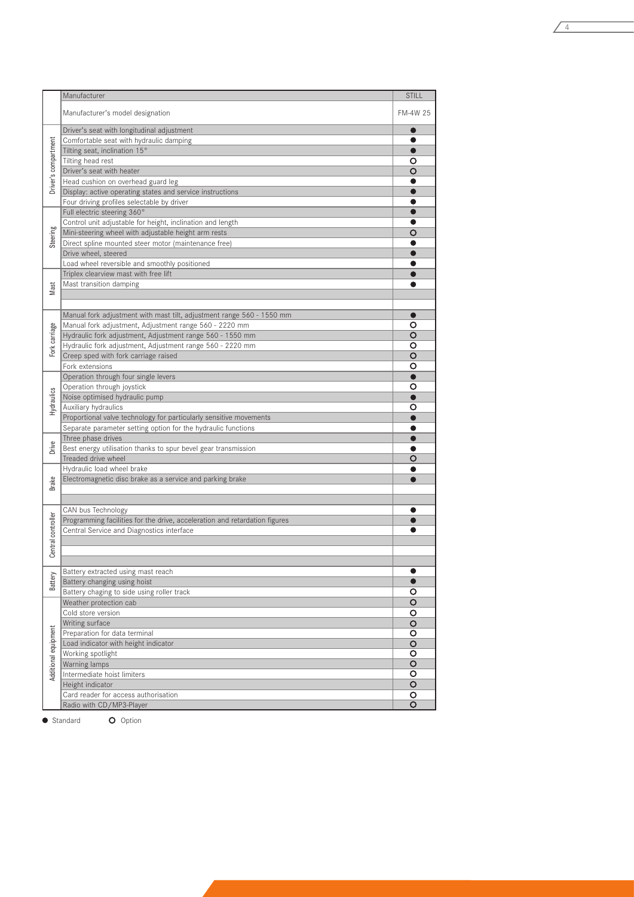| | Manufacturer | STILL |
|---|---|---|
| | Manufacturer's model designation | FM-4W 25 |
| Driver's compartment | Driver's seat with longitudinal adjustment | ● |
| | Comfortable seat with hydraulic damping | ● |
| | Tilting seat, inclination 15° | ● |
| | Tilting head rest | ○ |
| | Driver's seat with heater | ○ |
| | Head cushion on overhead guard leg | ● |
| | Display: active operating states and service instructions | ● |
| | Four driving profiles selectable by driver | ● |
| Steering | Full electric steering 360° | ● |
| | Control unit adjustable for height, inclination and length | ● |
| | Mini-steering wheel with adjustable height arm rests | ○ |
| | Direct spline mounted steer motor (maintenance free) | ● |
| | Drive wheel, steered | ● |
| | Load wheel reversible and smoothly positioned | ● |
| Mast | Triplex clearview mast with free lift | ● |
| | Mast transition damping | ● |
| | | |
| | | |
| Fork carriage | Manual fork adjustment with mast tilt, adjustment range 560 - 1550 mm | ● |
| | Manual fork adjustment, Adjustment range 560 - 2220 mm | ○ |
| | Hydraulic fork adjustment, Adjustment range 560 - 1550 mm | ○ |
| | Hydraulic fork adjustment, Adjustment range 560 - 2220 mm | ○ |
| | Creep sped with fork carriage raised | ○ |
| | Fork extensions | ○ |
| Hydraulics | Operation through four single levers | ● |
| | Operation through joystick | ○ |
| | Noise optimised hydraulic pump | ● |
| | Auxiliary hydraulics | ○ |
| | Proportional valve technology for particularly sensitive movements | ● |
| | Separate parameter setting option for the hydraulic functions | ● |
| Drive | Three phase drives | ● |
| | Best energy utilisation thanks to spur bevel gear transmission | ● |
| | Treaded drive wheel | ○ |
| Brake | Hydraulic load wheel brake | ● |
| | Electromagnetic disc brake as a service and parking brake | ● |
| | | |
| | | |
| Central controller | CAN bus Technology | ● |
| | Programming facilities for the drive, acceleration and retardation figures | ● |
| | Central Service and Diagnostics interface | ● |
| | | |
| | | |
| | | |
| Battery | Battery extracted using mast reach | ● |
| | Battery changing using hoist | ● |
| | Battery chaging to side using roller track | ○ |
| Additional equipment | Weather protection cab | ○ |
| | Cold store version | ○ |
| | Writing surface | ○ |
| | Preparation for data terminal | ○ |
| | Load indicator with height indicator | ○ |
| | Working spotlight | ○ |
| | Warning lamps | ○ |
| | Intermediate hoist limiters | ○ |
| | Height indicator | ○ |
| | Card reader for access authorisation | ○ |
| | Radio with CD/MP3-Player | ○ |

● Standard ○ Option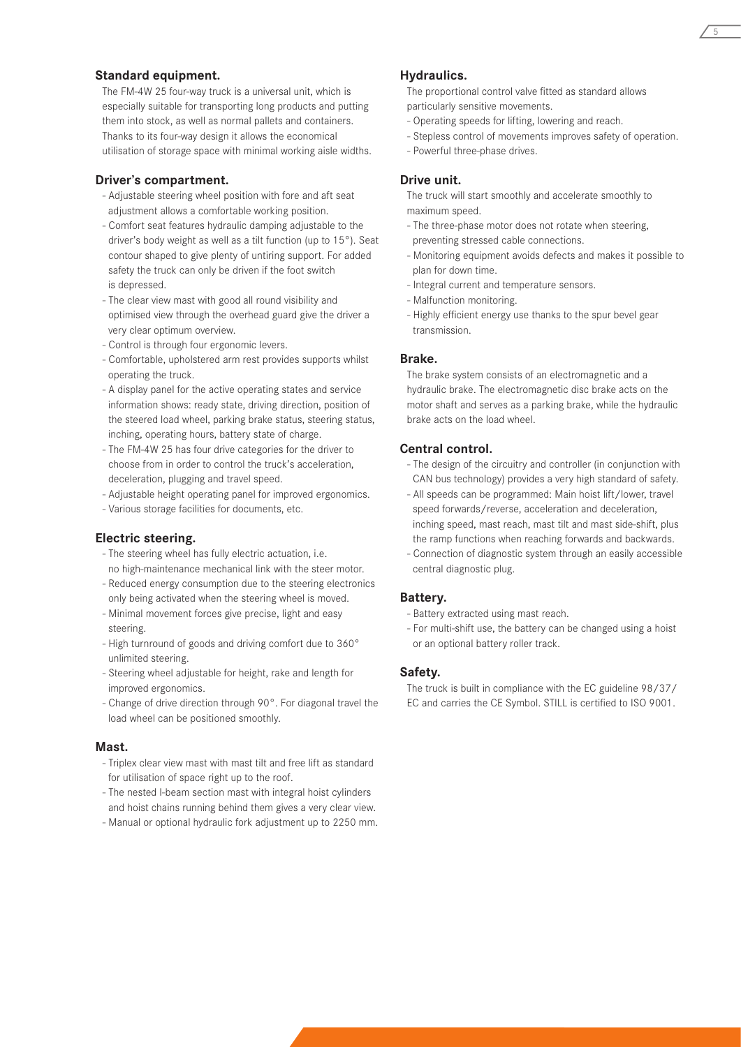## Standard equipment.

The FM-4W 25 four-way truck is a universal unit, which is especially suitable for transporting long products and putting them into stock, as well as normal pallets and containers. Thanks to its four-way design it allows the economical utilisation of storage space with minimal working aisle widths.

## Driver's compartment.

- Adjustable steering wheel position with fore and aft seat adjustment allows a comfortable working position.
- Comfort seat features hydraulic damping adjustable to the driver's body weight as well as a tilt function (up to 15°). Seat contour shaped to give plenty of untiring support. For added safety the truck can only be driven if the foot switch is depressed.
- The clear view mast with good all round visibility and optimised view through the overhead guard give the driver a very clear optimum overview.
- Control is through four ergonomic levers.
- Comfortable, upholstered arm rest provides supports whilst operating the truck.
- A display panel for the active operating states and service information shows: ready state, driving direction, position of the steered load wheel, parking brake status, steering status, inching, operating hours, battery state of charge.
- The FM-4W 25 has four drive categories for the driver to choose from in order to control the truck's acceleration, deceleration, plugging and travel speed.
- Adjustable height operating panel for improved ergonomics.
- Various storage facilities for documents, etc.

## Electric steering.

- The steering wheel has fully electric actuation, i.e. no high-maintenance mechanical link with the steer motor.
- Reduced energy consumption due to the steering electronics only being activated when the steering wheel is moved.
- Minimal movement forces give precise, light and easy steering.
- High turnround of goods and driving comfort due to 360° unlimited steering.
- Steering wheel adjustable for height, rake and length for improved ergonomics.
- Change of drive direction through 90°. For diagonal travel the load wheel can be positioned smoothly.

## Mast.

- Triplex clear view mast with mast tilt and free lift as standard for utilisation of space right up to the roof.
- The nested I-beam section mast with integral hoist cylinders and hoist chains running behind them gives a very clear view.
- Manual or optional hydraulic fork adjustment up to 2250 mm.

## Hydraulics.

The proportional control valve fitted as standard allows particularly sensitive movements.

- Operating speeds for lifting, lowering and reach.
- Stepless control of movements improves safety of operation.
- Powerful three-phase drives.

## Drive unit.

The truck will start smoothly and accelerate smoothly to maximum speed.

- The three-phase motor does not rotate when steering, preventing stressed cable connections.
- Monitoring equipment avoids defects and makes it possible to plan for down time.
- Integral current and temperature sensors.
- Malfunction monitoring.
- Highly efficient energy use thanks to the spur bevel gear transmission.

## Brake.

The brake system consists of an electromagnetic and a hydraulic brake. The electromagnetic disc brake acts on the motor shaft and serves as a parking brake, while the hydraulic brake acts on the load wheel.

## Central control.

- The design of the circuitry and controller (in conjunction with CAN bus technology) provides a very high standard of safety.
- All speeds can be programmed: Main hoist lift/lower, travel speed forwards/reverse, acceleration and deceleration, inching speed, mast reach, mast tilt and mast side-shift, plus the ramp functions when reaching forwards and backwards.
- Connection of diagnostic system through an easily accessible central diagnostic plug.

## Battery.

- Battery extracted using mast reach.
- For multi-shift use, the battery can be changed using a hoist or an optional battery roller track.

## Safety.

The truck is built in compliance with the EC guideline 98/37/EC and carries the CE Symbol. STILL is certified to ISO 9001.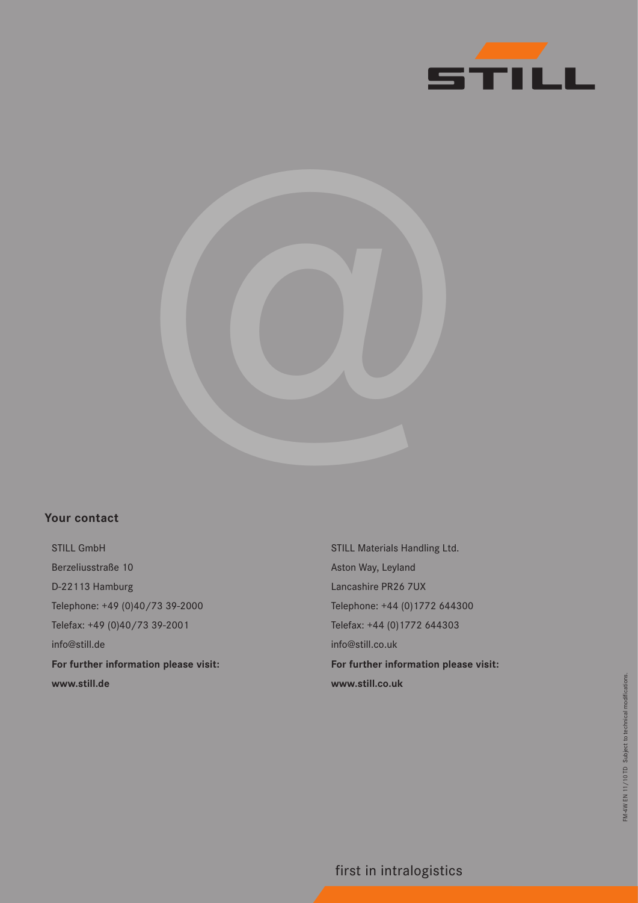## Your contact

STILL GmbH
Berzeliusstraße 10
D-22113 Hamburg
Telephone: +49 (0)40/73 39-2000
Telefax: +49 (0)40/73 39-2001
info@still.de
**For further information please visit:**
**www.still.de**

STILL Materials Handling Ltd.
Aston Way, Leyland
Lancashire PR26 7UX
Telephone: +44 (0)1772 644300
Telefax: +44 (0)1772 644303
info@still.co.uk
**For further information please visit:**
**www.still.co.uk**

FM-4W EN 11/10 TD Subject to technical modifications.

first in intralogistics